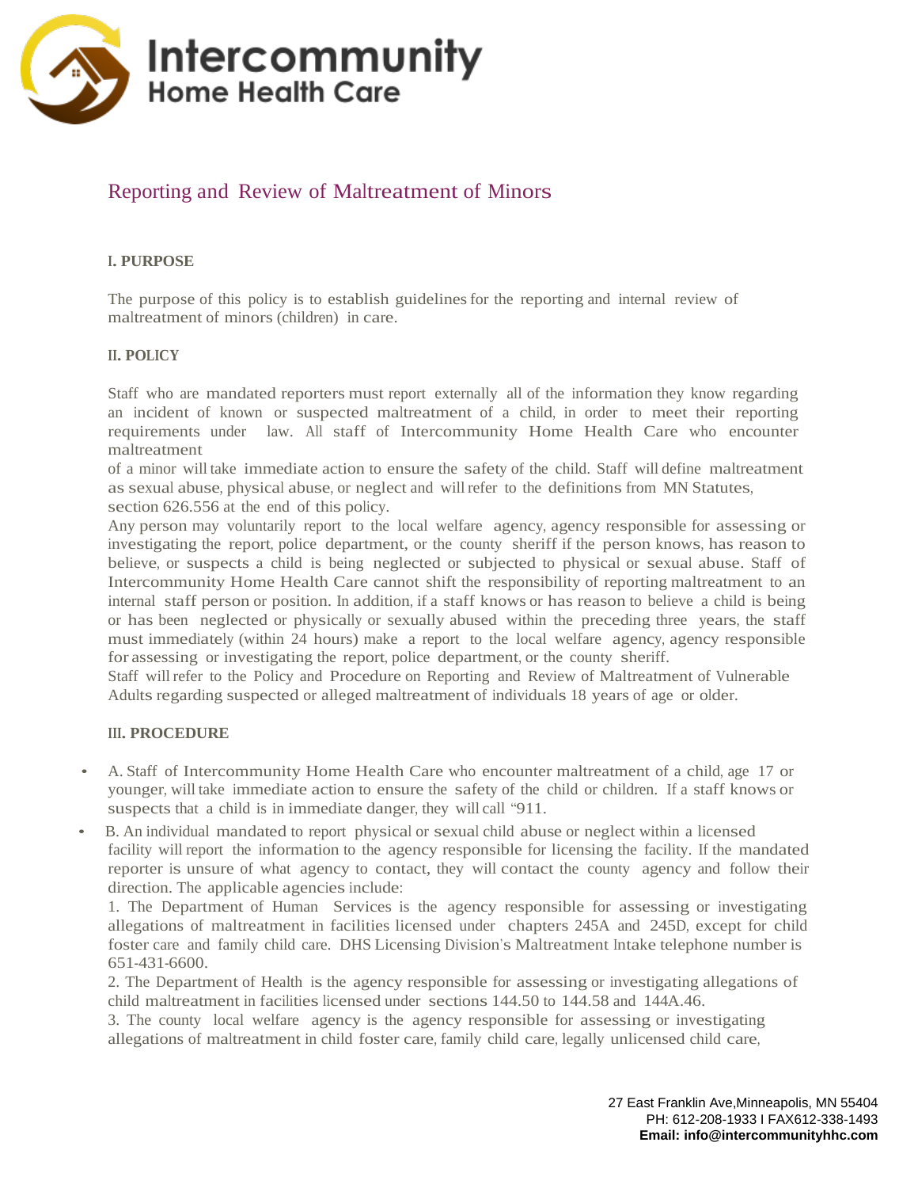# Reporting and Review of Maltreatment of Minors

## I. PURPOSE

The purpose of this policy is to establish guidelines for the reporting and internal review of maltreatment of minors (children) in care.

## II. POLICY

Staff who are mandated reporters must report externally all of the information they know regarding an incident of known or suspected maltreatment of a child, in order to meet their reporting requirements under law. All staff of Intercommunity Home Health Care who encounter maltreatment of a minor will take immediate action to ensure the safety of the child. Staff will define maltreatment as sexual abuse, physical abuse, or neglect and will refer to the definitions from MN Statutes, section 626.556 at the end of this policy.

Any person may voluntarily report to the local welfare agency, agency responsible for assessing or investigating the report, police department, or the county sheriff if the person knows, has reason to believe, or suspects a child is being neglected or subjected to physical or sexual abuse. Staff of Intercommunity Home Health Care cannot shift the responsibility of reporting maltreatment to an internal staff person or position. In addition, if a staff knows or has reason to believe a child is being or has been neglected or physically or sexually abused within the preceding three years, the staff must immediately (within 24 hours) make a report to the local welfare agency, agency responsible for assessing or investigating the report, police department, or the county sheriff.

Staff will refer to the Policy and Procedure on Reporting and Review of Maltreatment of Vulnerable Adults regarding suspected or alleged maltreatment of individuals 18 years of age or older.

## III. PROCEDURE

- A. Staff of Intercommunity Home Health Care who encounter maltreatment of a child, age 17 or younger, will take immediate action to ensure the safety of the child or children. If a staff knows or suspects that a child is in immediate danger, they will call "911.
- B. An individual mandated to report physical or sexual child abuse or neglect within a licensed facility will report the information to the agency responsible for licensing the facility. If the mandated reporter is unsure of what agency to contact, they will contact the county agency and follow their direction. The applicable agencies include:

  1. The Department of Human Services is the agency responsible for assessing or investigating allegations of maltreatment in facilities licensed under chapters 245A and 245D, except for child foster care and family child care. DHS Licensing Division's Maltreatment Intake telephone number is 651-431-6600.
  2. The Department of Health is the agency responsible for assessing or investigating allegations of child maltreatment in facilities licensed under sections 144.50 to 144.58 and 144A.46.
  3. The county local welfare agency is the agency responsible for assessing or investigating allegations of maltreatment in child foster care, family child care, legally unlicensed child care,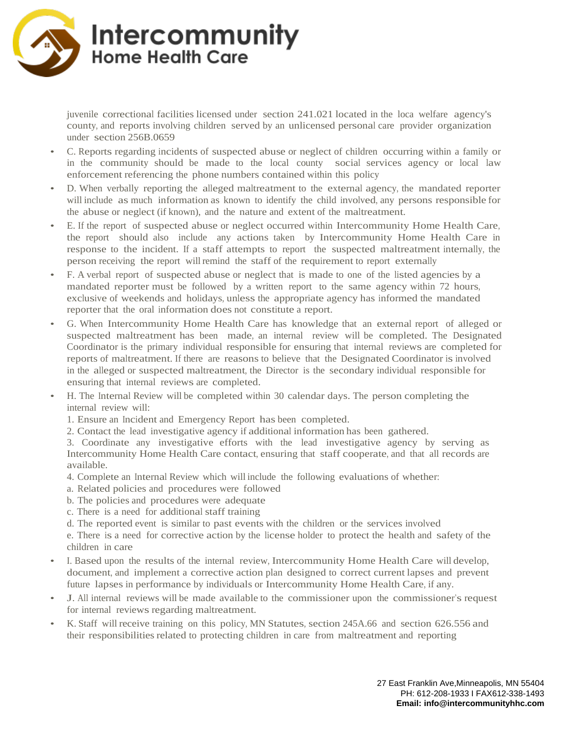juvenile correctional facilities licensed under section 241.021 located in the loca welfare agency's county, and reports involving children served by an unlicensed personal care provider organization under section 256B.0659

- C. Reports regarding incidents of suspected abuse or neglect of children occurring within a family or in the community should be made to the local county social services agency or local law enforcement referencing the phone numbers contained within this policy
- D. When verbally reporting the alleged maltreatment to the external agency, the mandated reporter will include as much information as known to identify the child involved, any persons responsible for the abuse or neglect (if known), and the nature and extent of the maltreatment.
- E. If the report of suspected abuse or neglect occurred within Intercommunity Home Health Care, the report should also include any actions taken by Intercommunity Home Health Care in response to the incident. If a staff attempts to report the suspected maltreatment internally, the person receiving the report will remind the staff of the requirement to report externally
- F. A verbal report of suspected abuse or neglect that is made to one of the listed agencies by a mandated reporter must be followed by a written report to the same agency within 72 hours, exclusive of weekends and holidays, unless the appropriate agency has informed the mandated reporter that the oral information does not constitute a report.
- G. When Intercommunity Home Health Care has knowledge that an external report of alleged or suspected maltreatment has been made, an internal review will be completed. The Designated Coordinator is the primary individual responsible for ensuring that internal reviews are completed for reports of maltreatment. If there are reasons to believe that the Designated Coordinator is involved in the alleged or suspected maltreatment, the Director is the secondary individual responsible for ensuring that internal reviews are completed.
- H. The Internal Review will be completed within 30 calendar days. The person completing the internal review will:

  1. Ensure an Incident and Emergency Report has been completed.
  2. Contact the lead investigative agency if additional information has been gathered.
  3. Coordinate any investigative efforts with the lead investigative agency by serving as Intercommunity Home Health Care contact, ensuring that staff cooperate, and that all records are available.
  4. Complete an Internal Review which will include the following evaluations of whether:

  a. Related policies and procedures were followed
  b. The policies and procedures were adequate
  c. There is a need for additional staff training
  d. The reported event is similar to past events with the children or the services involved
  e. There is a need for corrective action by the license holder to protect the health and safety of the children in care
- I. Based upon the results of the internal review, Intercommunity Home Health Care will develop, document, and implement a corrective action plan designed to correct current lapses and prevent future lapses in performance by individuals or Intercommunity Home Health Care, if any.
- J. All internal reviews will be made available to the commissioner upon the commissioner's request for internal reviews regarding maltreatment.
- K. Staff will receive training on this policy, MN Statutes, section 245A.66 and section 626.556 and their responsibilities related to protecting children in care from maltreatment and reporting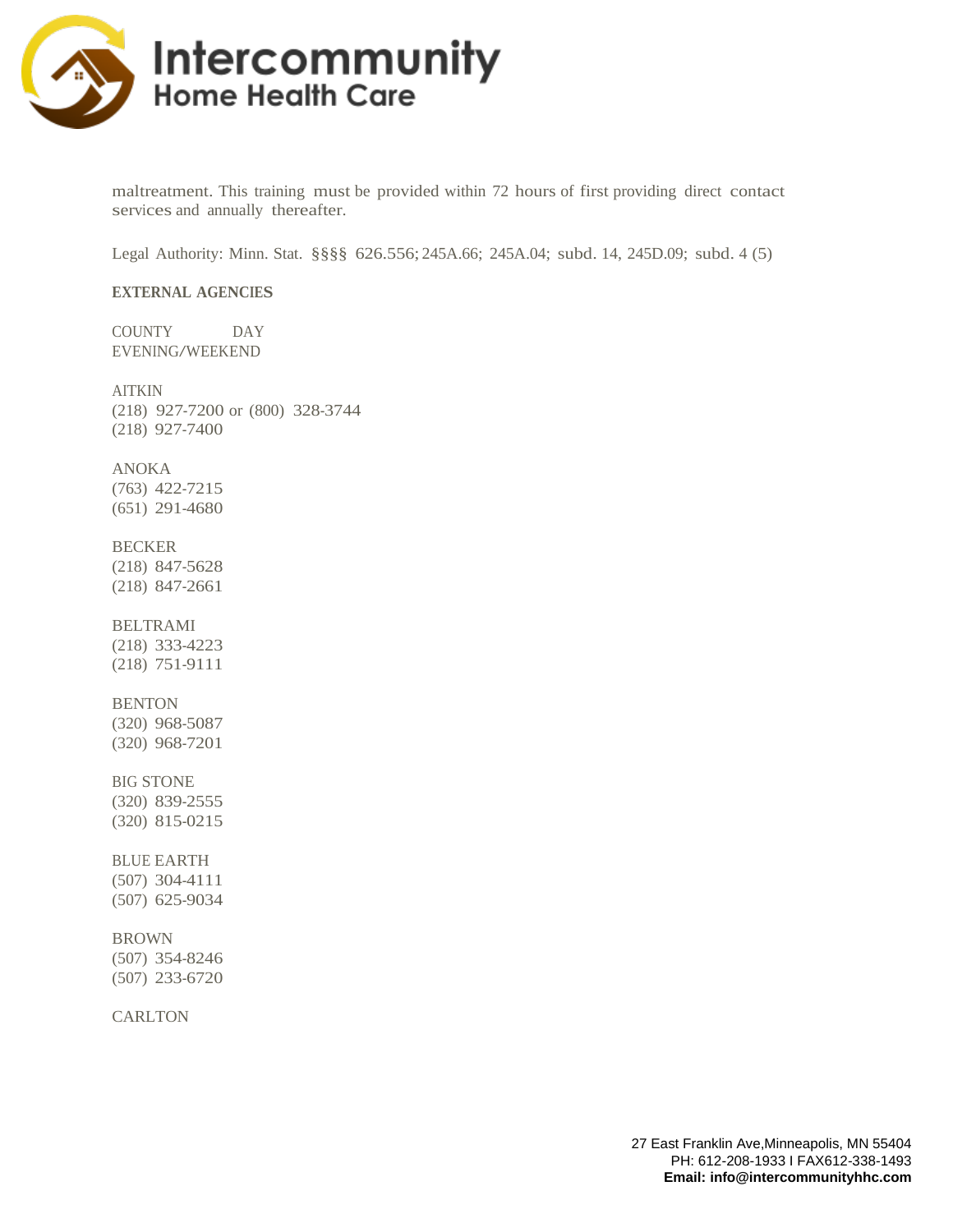maltreatment. This training must be provided within 72 hours of first providing direct contact services and annually thereafter.

Legal Authority: Minn. Stat. §§§§ 626.556; 245A.66; 245A.04; subd. 14, 245D.09; subd. 4 (5)

**EXTERNAL AGENCIES**

COUNTY DAY
EVENING/WEEKEND

AITKIN
(218) 927-7200 or (800) 328-3744
(218) 927-7400

ANOKA
(763) 422-7215
(651) 291-4680

BECKER
(218) 847-5628
(218) 847-2661

BELTRAMI
(218) 333-4223
(218) 751-9111

BENTON
(320) 968-5087
(320) 968-7201

BIG STONE
(320) 839-2555
(320) 815-0215

BLUE EARTH
(507) 304-4111
(507) 625-9034

BROWN
(507) 354-8246
(507) 233-6720

CARLTON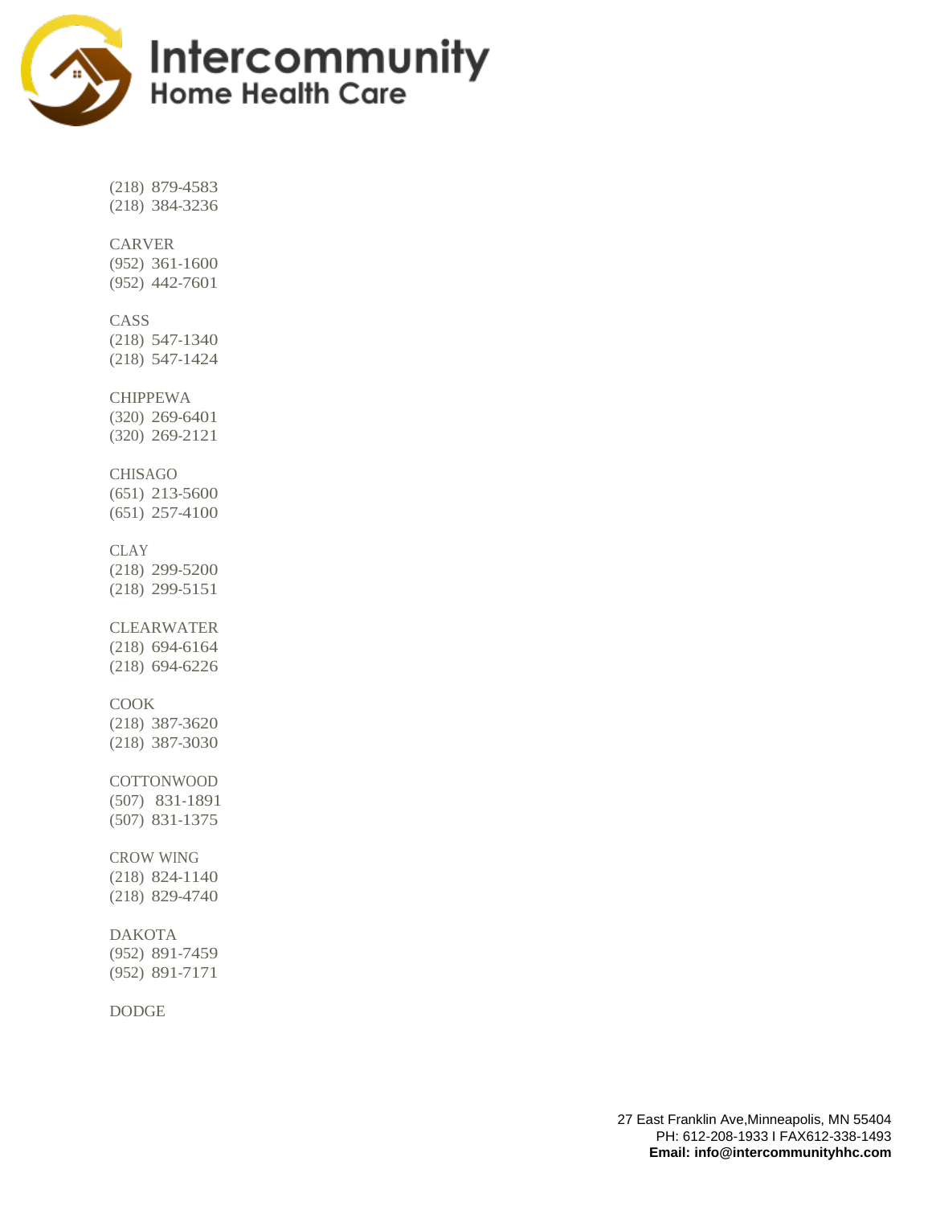(218) 879-4583
(218) 384-3236

CARVER
(952) 361-1600
(952) 442-7601

CASS
(218) 547-1340
(218) 547-1424

CHIPPEWA
(320) 269-6401
(320) 269-2121

CHISAGO
(651) 213-5600
(651) 257-4100

CLAY
(218) 299-5200
(218) 299-5151

CLEARWATER
(218) 694-6164
(218) 694-6226

COOK
(218) 387-3620
(218) 387-3030

COTTONWOOD
(507) 831-1891
(507) 831-1375

CROW WING
(218) 824-1140
(218) 829-4740

DAKOTA
(952) 891-7459
(952) 891-7171

DODGE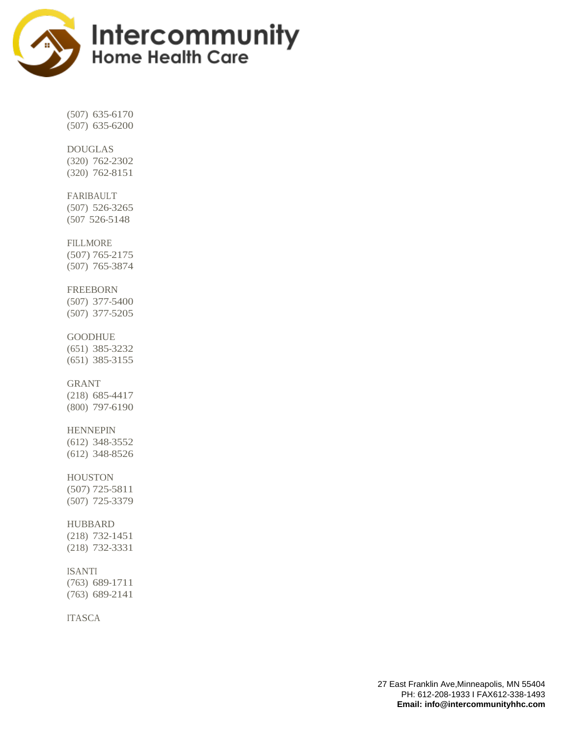(507) 635-6170
(507) 635-6200

DOUGLAS
(320) 762-2302
(320) 762-8151

FARIBAULT
(507) 526-3265
(507 526-5148

FILLMORE
(507) 765-2175
(507) 765-3874

FREEBORN
(507) 377-5400
(507) 377-5205

GOODHUE
(651) 385-3232
(651) 385-3155

GRANT
(218) 685-4417
(800) 797-6190

HENNEPIN
(612) 348-3552
(612) 348-8526

HOUSTON
(507) 725-5811
(507) 725-3379

HUBBARD
(218) 732-1451
(218) 732-3331

ISANTI
(763) 689-1711
(763) 689-2141

ITASCA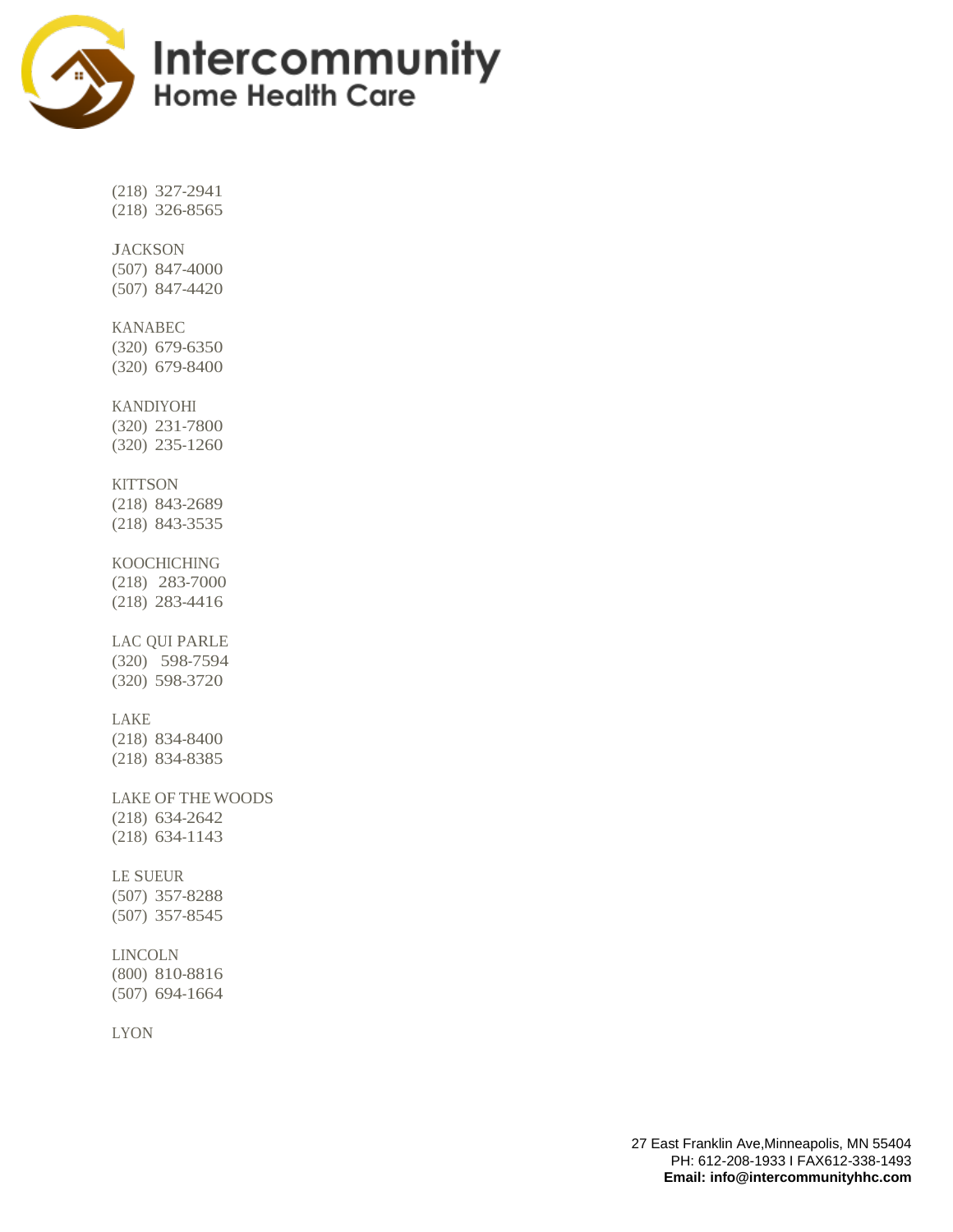(218) 327-2941
(218) 326-8565

JACKSON
(507) 847-4000
(507) 847-4420

KANABEC
(320) 679-6350
(320) 679-8400

KANDIYOHI
(320) 231-7800
(320) 235-1260

KITTSON
(218) 843-2689
(218) 843-3535

KOOCHICHING
(218) 283-7000
(218) 283-4416

LAC QUI PARLE
(320) 598-7594
(320) 598-3720

LAKE
(218) 834-8400
(218) 834-8385

LAKE OF THE WOODS
(218) 634-2642
(218) 634-1143

LE SUEUR
(507) 357-8288
(507) 357-8545

LINCOLN
(800) 810-8816
(507) 694-1664

LYON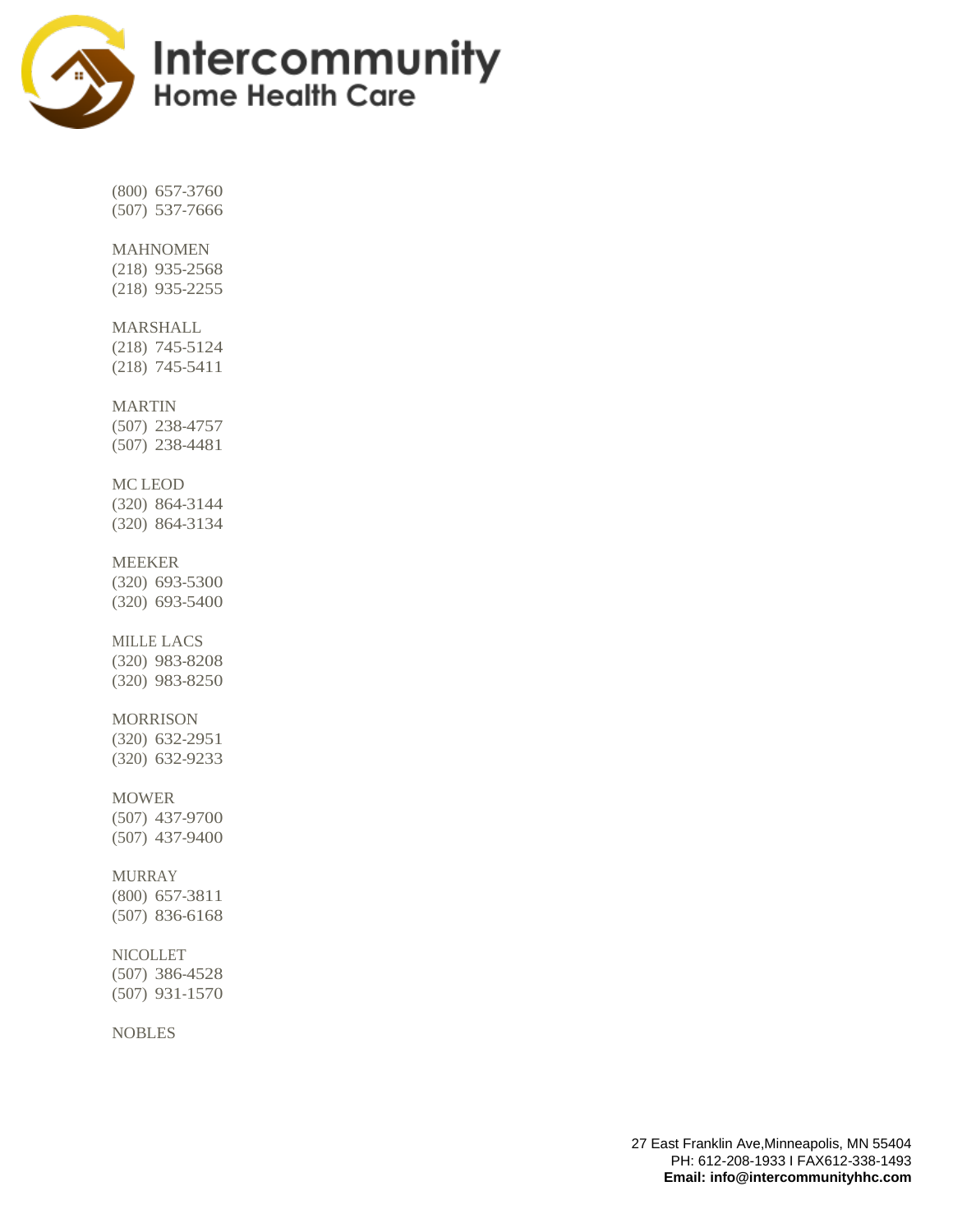(800) 657-3760
(507) 537-7666

MAHNOMEN
(218) 935-2568
(218) 935-2255

MARSHALL
(218) 745-5124
(218) 745-5411

MARTIN
(507) 238-4757
(507) 238-4481

MC LEOD
(320) 864-3144
(320) 864-3134

MEEKER
(320) 693-5300
(320) 693-5400

MILLE LACS
(320) 983-8208
(320) 983-8250

MORRISON
(320) 632-2951
(320) 632-9233

MOWER
(507) 437-9700
(507) 437-9400

MURRAY
(800) 657-3811
(507) 836-6168

NICOLLET
(507) 386-4528
(507) 931-1570

NOBLES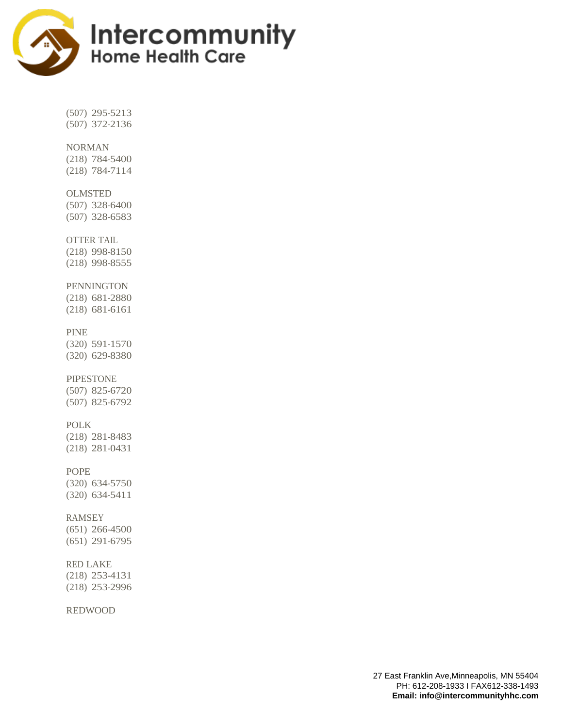(507) 295-5213
(507) 372-2136

NORMAN
(218) 784-5400
(218) 784-7114

OLMSTED
(507) 328-6400
(507) 328-6583

OTTER TAIL
(218) 998-8150
(218) 998-8555

PENNINGTON
(218) 681-2880
(218) 681-6161

PINE
(320) 591-1570
(320) 629-8380

PIPESTONE
(507) 825-6720
(507) 825-6792

POLK
(218) 281-8483
(218) 281-0431

POPE
(320) 634-5750
(320) 634-5411

RAMSEY
(651) 266-4500
(651) 291-6795

RED LAKE
(218) 253-4131
(218) 253-2996

REDWOOD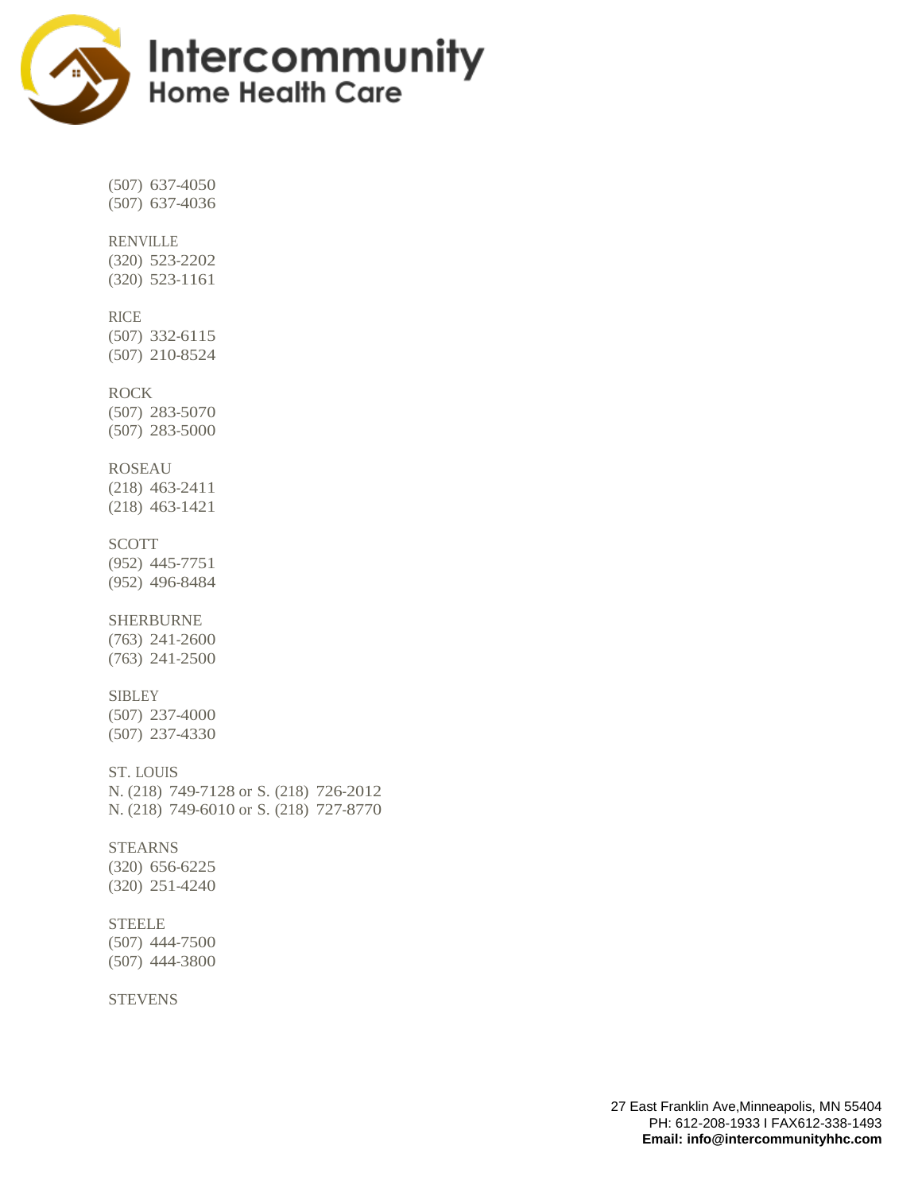(507) 637-4050
(507) 637-4036

RENVILLE
(320) 523-2202
(320) 523-1161

RICE
(507) 332-6115
(507) 210-8524

ROCK
(507) 283-5070
(507) 283-5000

ROSEAU
(218) 463-2411
(218) 463-1421

SCOTT
(952) 445-7751
(952) 496-8484

SHERBURNE
(763) 241-2600
(763) 241-2500

SIBLEY
(507) 237-4000
(507) 237-4330

ST. LOUIS
N. (218) 749-7128 or S. (218) 726-2012
N. (218) 749-6010 or S. (218) 727-8770

STEARNS
(320) 656-6225
(320) 251-4240

STEELE
(507) 444-7500
(507) 444-3800

STEVENS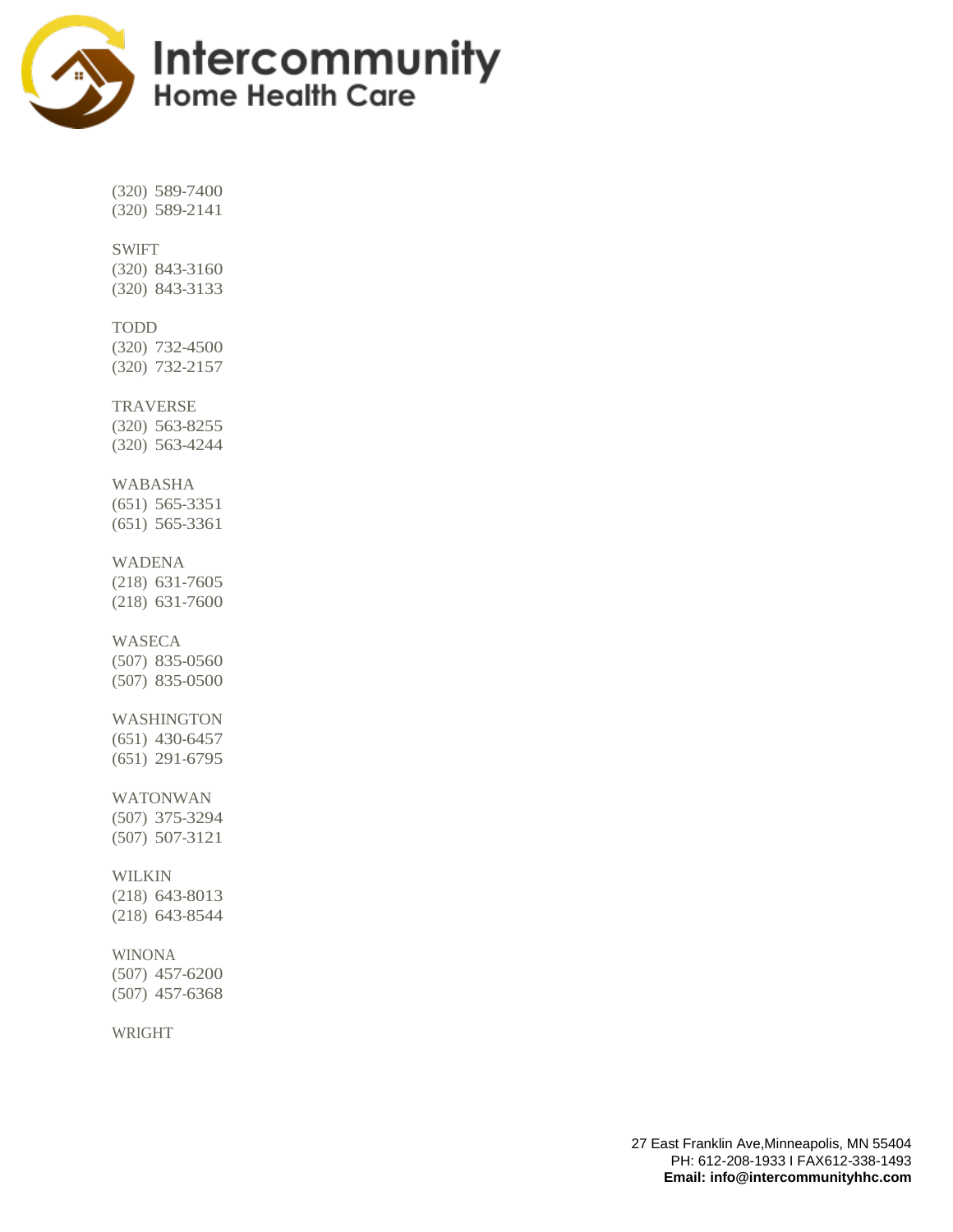(320) 589-7400
(320) 589-2141

SWIFT
(320) 843-3160
(320) 843-3133

TODD
(320) 732-4500
(320) 732-2157

TRAVERSE
(320) 563-8255
(320) 563-4244

WABASHA
(651) 565-3351
(651) 565-3361

WADENA
(218) 631-7605
(218) 631-7600

WASECA
(507) 835-0560
(507) 835-0500

WASHINGTON
(651) 430-6457
(651) 291-6795

WATONWAN
(507) 375-3294
(507) 507-3121

WILKIN
(218) 643-8013
(218) 643-8544

WINONA
(507) 457-6200
(507) 457-6368

WRIGHT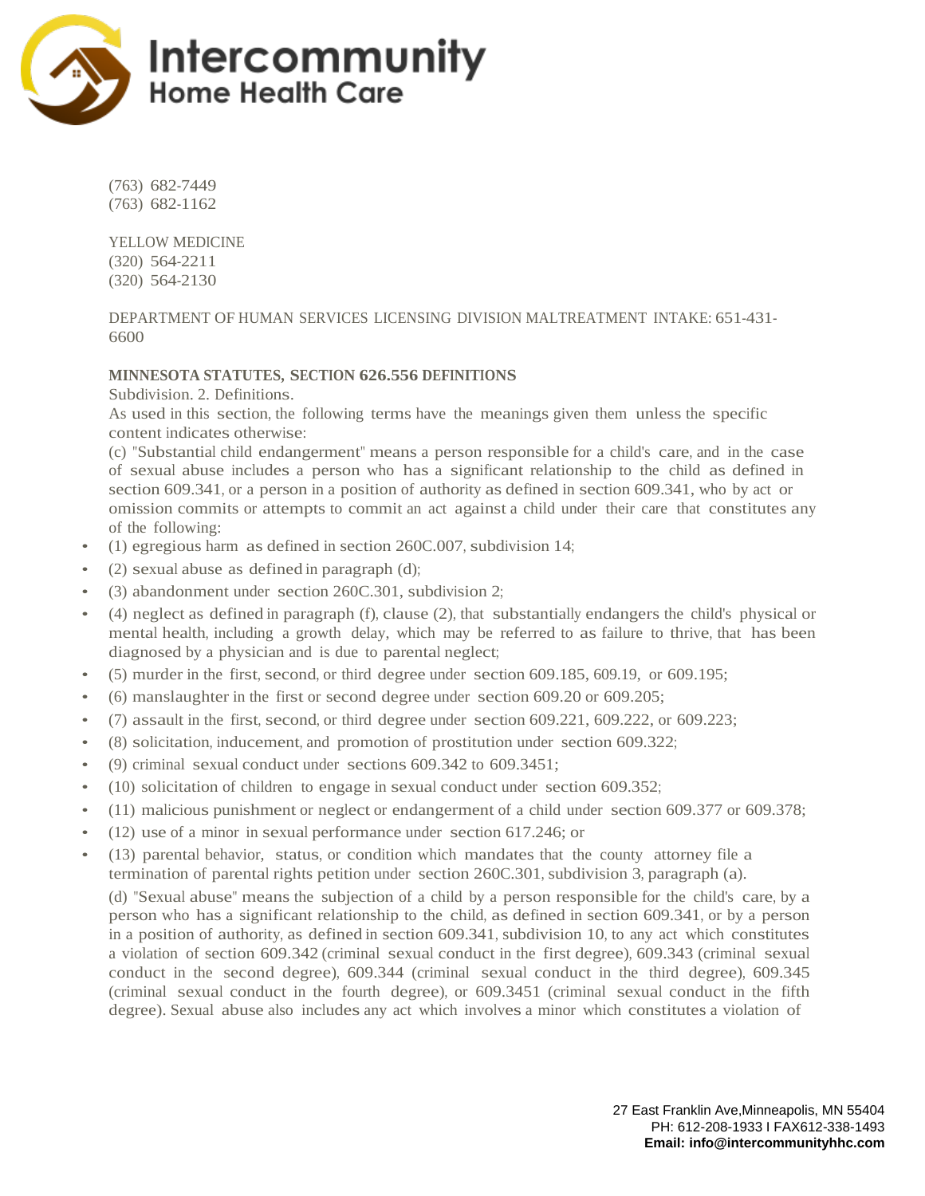(763) 682-7449
(763) 682-1162

YELLOW MEDICINE
(320) 564-2211
(320) 564-2130

DEPARTMENT OF HUMAN SERVICES LICENSING DIVISION MALTREATMENT INTAKE: 651-431-6600

**MINNESOTA STATUTES, SECTION 626.556 DEFINITIONS**

Subdivision. 2. Definitions.

As used in this section, the following terms have the meanings given them unless the specific content indicates otherwise:

(c) "Substantial child endangerment" means a person responsible for a child's care, and in the case of sexual abuse includes a person who has a significant relationship to the child as defined in section 609.341, or a person in a position of authority as defined in section 609.341, who by act or omission commits or attempts to commit an act against a child under their care that constitutes any of the following:

- (1) egregious harm as defined in section 260C.007, subdivision 14;
- (2) sexual abuse as defined in paragraph (d);
- (3) abandonment under section 260C.301, subdivision 2;
- (4) neglect as defined in paragraph (f), clause (2), that substantially endangers the child's physical or mental health, including a growth delay, which may be referred to as failure to thrive, that has been diagnosed by a physician and is due to parental neglect;
- (5) murder in the first, second, or third degree under section 609.185, 609.19, or 609.195;
- (6) manslaughter in the first or second degree under section 609.20 or 609.205;
- (7) assault in the first, second, or third degree under section 609.221, 609.222, or 609.223;
- (8) solicitation, inducement, and promotion of prostitution under section 609.322;
- (9) criminal sexual conduct under sections 609.342 to 609.3451;
- (10) solicitation of children to engage in sexual conduct under section 609.352;
- (11) malicious punishment or neglect or endangerment of a child under section 609.377 or 609.378;
- (12) use of a minor in sexual performance under section 617.246; or
- (13) parental behavior, status, or condition which mandates that the county attorney file a termination of parental rights petition under section 260C.301, subdivision 3, paragraph (a).

(d) "Sexual abuse" means the subjection of a child by a person responsible for the child's care, by a person who has a significant relationship to the child, as defined in section 609.341, or by a person in a position of authority, as defined in section 609.341, subdivision 10, to any act which constitutes a violation of section 609.342 (criminal sexual conduct in the first degree), 609.343 (criminal sexual conduct in the second degree), 609.344 (criminal sexual conduct in the third degree), 609.345 (criminal sexual conduct in the fourth degree), or 609.3451 (criminal sexual conduct in the fifth degree). Sexual abuse also includes any act which involves a minor which constitutes a violation of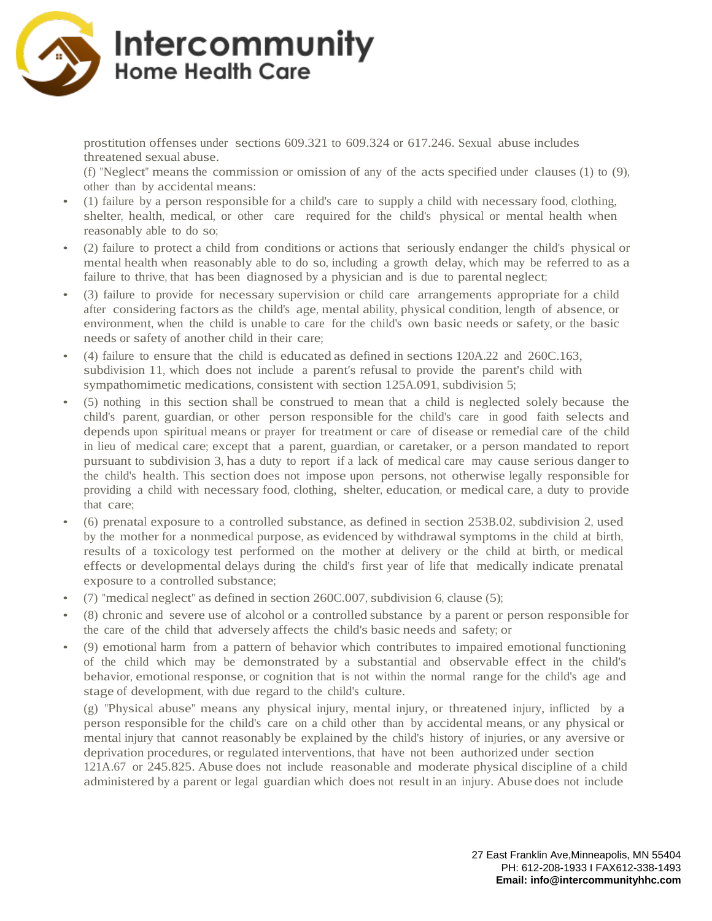prostitution offenses under sections 609.321 to 609.324 or 617.246. Sexual abuse includes threatened sexual abuse.

(f) "Neglect" means the commission or omission of any of the acts specified under clauses (1) to (9), other than by accidental means:

- (1) failure by a person responsible for a child's care to supply a child with necessary food, clothing, shelter, health, medical, or other care required for the child's physical or mental health when reasonably able to do so;
- (2) failure to protect a child from conditions or actions that seriously endanger the child's physical or mental health when reasonably able to do so, including a growth delay, which may be referred to as a failure to thrive, that has been diagnosed by a physician and is due to parental neglect;
- (3) failure to provide for necessary supervision or child care arrangements appropriate for a child after considering factors as the child's age, mental ability, physical condition, length of absence, or environment, when the child is unable to care for the child's own basic needs or safety, or the basic needs or safety of another child in their care;
- (4) failure to ensure that the child is educated as defined in sections 120A.22 and 260C.163, subdivision 11, which does not include a parent's refusal to provide the parent's child with sympathomimetic medications, consistent with section 125A.091, subdivision 5;
- (5) nothing in this section shall be construed to mean that a child is neglected solely because the child's parent, guardian, or other person responsible for the child's care in good faith selects and depends upon spiritual means or prayer for treatment or care of disease or remedial care of the child in lieu of medical care; except that a parent, guardian, or caretaker, or a person mandated to report pursuant to subdivision 3, has a duty to report if a lack of medical care may cause serious danger to the child's health. This section does not impose upon persons, not otherwise legally responsible for providing a child with necessary food, clothing, shelter, education, or medical care, a duty to provide that care;
- (6) prenatal exposure to a controlled substance, as defined in section 253B.02, subdivision 2, used by the mother for a nonmedical purpose, as evidenced by withdrawal symptoms in the child at birth, results of a toxicology test performed on the mother at delivery or the child at birth, or medical effects or developmental delays during the child's first year of life that medically indicate prenatal exposure to a controlled substance;
- (7) "medical neglect" as defined in section 260C.007, subdivision 6, clause (5);
- (8) chronic and severe use of alcohol or a controlled substance by a parent or person responsible for the care of the child that adversely affects the child's basic needs and safety; or
- (9) emotional harm from a pattern of behavior which contributes to impaired emotional functioning of the child which may be demonstrated by a substantial and observable effect in the child's behavior, emotional response, or cognition that is not within the normal range for the child's age and stage of development, with due regard to the child's culture.

(g) "Physical abuse" means any physical injury, mental injury, or threatened injury, inflicted by a person responsible for the child's care on a child other than by accidental means, or any physical or mental injury that cannot reasonably be explained by the child's history of injuries, or any aversive or deprivation procedures, or regulated interventions, that have not been authorized under section 121A.67 or 245.825. Abuse does not include reasonable and moderate physical discipline of a child administered by a parent or legal guardian which does not result in an injury. Abuse does not include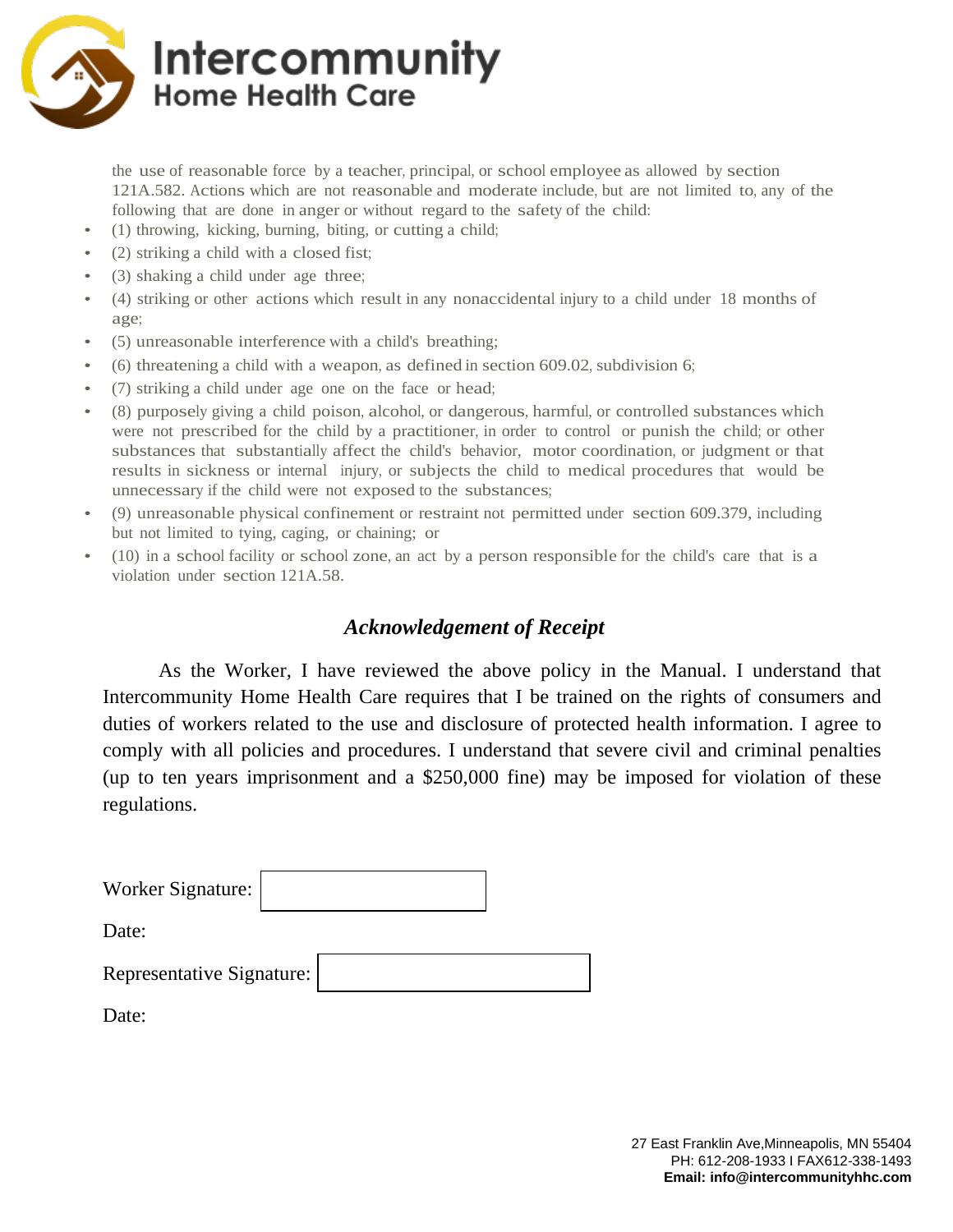the use of reasonable force by a teacher, principal, or school employee as allowed by section 121A.582. Actions which are not reasonable and moderate include, but are not limited to, any of the following that are done in anger or without regard to the safety of the child:

- (1) throwing, kicking, burning, biting, or cutting a child;
- (2) striking a child with a closed fist;
- (3) shaking a child under age three;
- (4) striking or other actions which result in any nonaccidental injury to a child under 18 months of age;
- (5) unreasonable interference with a child's breathing;
- (6) threatening a child with a weapon, as defined in section 609.02, subdivision 6;
- (7) striking a child under age one on the face or head;
- (8) purposely giving a child poison, alcohol, or dangerous, harmful, or controlled substances which were not prescribed for the child by a practitioner, in order to control or punish the child; or other substances that substantially affect the child's behavior, motor coordination, or judgment or that results in sickness or internal injury, or subjects the child to medical procedures that would be unnecessary if the child were not exposed to the substances;
- (9) unreasonable physical confinement or restraint not permitted under section 609.379, including but not limited to tying, caging, or chaining; or
- (10) in a school facility or school zone, an act by a person responsible for the child's care that is a violation under section 121A.58.

## *Acknowledgement of Receipt*

As the Worker, I have reviewed the above policy in the Manual. I understand that Intercommunity Home Health Care requires that I be trained on the rights of consumers and duties of workers related to the use and disclosure of protected health information. I agree to comply with all policies and procedures. I understand that severe civil and criminal penalties (up to ten years imprisonment and a $250,000 fine) may be imposed for violation of these regulations.

Worker Signature:

Date:

Representative Signature:

Date: